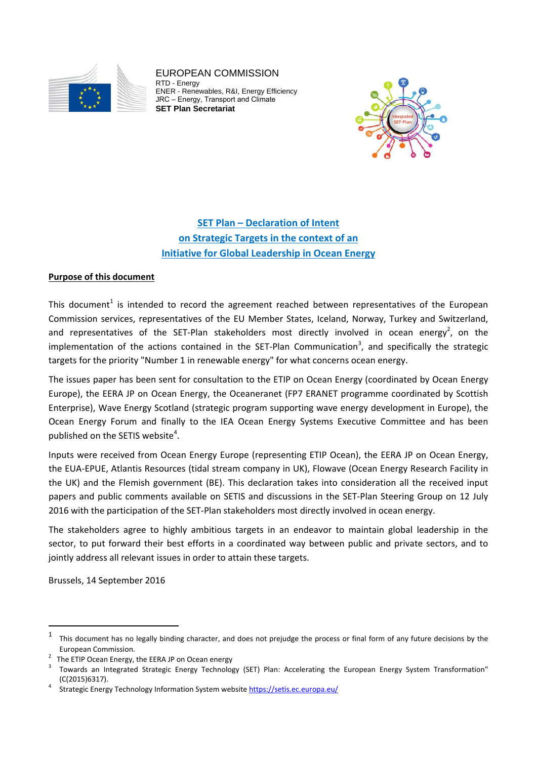EUROPEAN COMMISSION
RTD - Energy
ENER - Renewables, R&I, Energy Efficiency
JRC – Energy, Transport and Climate
**SET Plan Secretariat**

# SET Plan – Declaration of Intent on Strategic Targets in the context of an Initiative for Global Leadership in Ocean Energy

**Purpose of this document**

This document[1] is intended to record the agreement reached between representatives of the European Commission services, representatives of the EU Member States, Iceland, Norway, Turkey and Switzerland, and representatives of the SET-Plan stakeholders most directly involved in ocean energy[2], on the implementation of the actions contained in the SET-Plan Communication[3], and specifically the strategic targets for the priority "Number 1 in renewable energy" for what concerns ocean energy.

The issues paper has been sent for consultation to the ETIP on Ocean Energy (coordinated by Ocean Energy Europe), the EERA JP on Ocean Energy, the Oceaneranet (FP7 ERANET programme coordinated by Scottish Enterprise), Wave Energy Scotland (strategic program supporting wave energy development in Europe), the Ocean Energy Forum and finally to the IEA Ocean Energy Systems Executive Committee and has been published on the SETIS website[4].

Inputs were received from Ocean Energy Europe (representing ETIP Ocean), the EERA JP on Ocean Energy, the EUA-EPUE, Atlantis Resources (tidal stream company in UK), Flowave (Ocean Energy Research Facility in the UK) and the Flemish government (BE). This declaration takes into consideration all the received input papers and public comments available on SETIS and discussions in the SET-Plan Steering Group on 12 July 2016 with the participation of the SET-Plan stakeholders most directly involved in ocean energy.

The stakeholders agree to highly ambitious targets in an endeavor to maintain global leadership in the sector, to put forward their best efforts in a coordinated way between public and private sectors, and to jointly address all relevant issues in order to attain these targets.

Brussels, 14 September 2016

---

[1] This document has no legally binding character, and does not prejudge the process or final form of any future decisions by the European Commission.

[2] The ETIP Ocean Energy, the EERA JP on Ocean energy

[3] Towards an Integrated Strategic Energy Technology (SET) Plan: Accelerating the European Energy System Transformation" (C(2015)6317).

[4] Strategic Energy Technology Information System website https://setis.ec.europa.eu/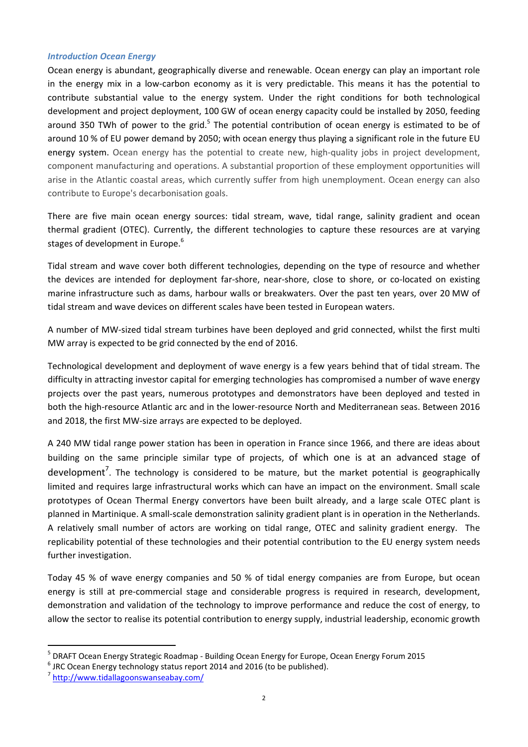### *Introduction Ocean Energy*

Ocean energy is abundant, geographically diverse and renewable. Ocean energy can play an important role in the energy mix in a low-carbon economy as it is very predictable. This means it has the potential to contribute substantial value to the energy system. Under the right conditions for both technological development and project deployment, 100 GW of ocean energy capacity could be installed by 2050, feeding around 350 TWh of power to the grid.[5] The potential contribution of ocean energy is estimated to be of around 10 % of EU power demand by 2050; with ocean energy thus playing a significant role in the future EU energy system. Ocean energy has the potential to create new, high-quality jobs in project development, component manufacturing and operations. A substantial proportion of these employment opportunities will arise in the Atlantic coastal areas, which currently suffer from high unemployment. Ocean energy can also contribute to Europe's decarbonisation goals.

There are five main ocean energy sources: tidal stream, wave, tidal range, salinity gradient and ocean thermal gradient (OTEC). Currently, the different technologies to capture these resources are at varying stages of development in Europe.[6]

Tidal stream and wave cover both different technologies, depending on the type of resource and whether the devices are intended for deployment far-shore, near-shore, close to shore, or co-located on existing marine infrastructure such as dams, harbour walls or breakwaters. Over the past ten years, over 20 MW of tidal stream and wave devices on different scales have been tested in European waters.

A number of MW-sized tidal stream turbines have been deployed and grid connected, whilst the first multi MW array is expected to be grid connected by the end of 2016.

Technological development and deployment of wave energy is a few years behind that of tidal stream. The difficulty in attracting investor capital for emerging technologies has compromised a number of wave energy projects over the past years, numerous prototypes and demonstrators have been deployed and tested in both the high-resource Atlantic arc and in the lower-resource North and Mediterranean seas. Between 2016 and 2018, the first MW-size arrays are expected to be deployed.

A 240 MW tidal range power station has been in operation in France since 1966, and there are ideas about building on the same principle similar type of projects, of which one is at an advanced stage of development[7]. The technology is considered to be mature, but the market potential is geographically limited and requires large infrastructural works which can have an impact on the environment. Small scale prototypes of Ocean Thermal Energy convertors have been built already, and a large scale OTEC plant is planned in Martinique. A small-scale demonstration salinity gradient plant is in operation in the Netherlands. A relatively small number of actors are working on tidal range, OTEC and salinity gradient energy. The replicability potential of these technologies and their potential contribution to the EU energy system needs further investigation.

Today 45 % of wave energy companies and 50 % of tidal energy companies are from Europe, but ocean energy is still at pre-commercial stage and considerable progress is required in research, development, demonstration and validation of the technology to improve performance and reduce the cost of energy, to allow the sector to realise its potential contribution to energy supply, industrial leadership, economic growth

---

[5] DRAFT Ocean Energy Strategic Roadmap - Building Ocean Energy for Europe, Ocean Energy Forum 2015

[6] JRC Ocean Energy technology status report 2014 and 2016 (to be published).

[7] http://www.tidallagoonswanseabay.com/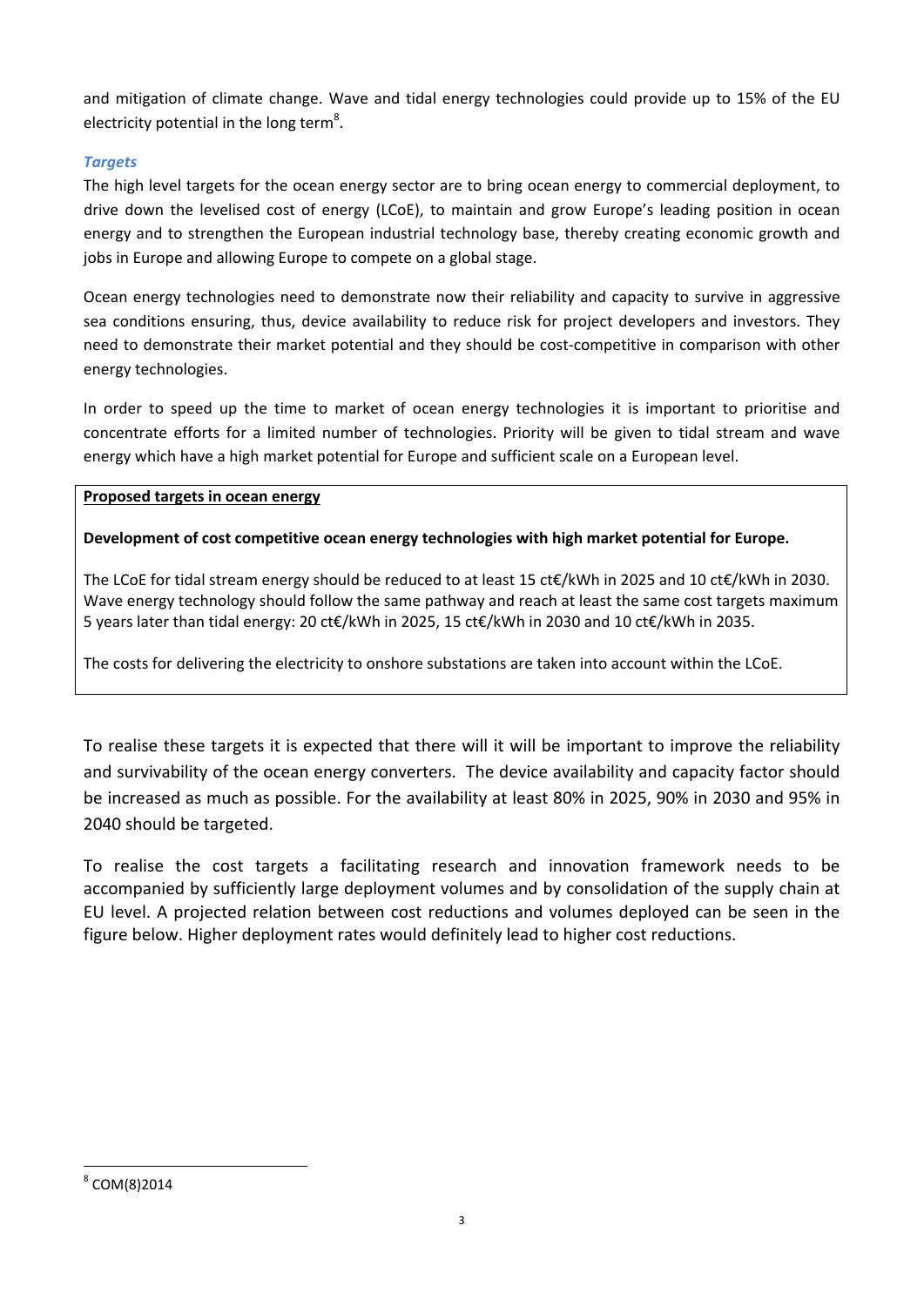and mitigation of climate change. Wave and tidal energy technologies could provide up to 15% of the EU electricity potential in the long term[8].

### *Targets*

The high level targets for the ocean energy sector are to bring ocean energy to commercial deployment, to drive down the levelised cost of energy (LCoE), to maintain and grow Europe's leading position in ocean energy and to strengthen the European industrial technology base, thereby creating economic growth and jobs in Europe and allowing Europe to compete on a global stage.

Ocean energy technologies need to demonstrate now their reliability and capacity to survive in aggressive sea conditions ensuring, thus, device availability to reduce risk for project developers and investors. They need to demonstrate their market potential and they should be cost-competitive in comparison with other energy technologies.

In order to speed up the time to market of ocean energy technologies it is important to prioritise and concentrate efforts for a limited number of technologies. Priority will be given to tidal stream and wave energy which have a high market potential for Europe and sufficient scale on a European level.

**Proposed targets in ocean energy**

**Development of cost competitive ocean energy technologies with high market potential for Europe.**

The LCoE for tidal stream energy should be reduced to at least 15 ct€/kWh in 2025 and 10 ct€/kWh in 2030. Wave energy technology should follow the same pathway and reach at least the same cost targets maximum 5 years later than tidal energy: 20 ct€/kWh in 2025, 15 ct€/kWh in 2030 and 10 ct€/kWh in 2035.

The costs for delivering the electricity to onshore substations are taken into account within the LCoE.

To realise these targets it is expected that there will it will be important to improve the reliability and survivability of the ocean energy converters. The device availability and capacity factor should be increased as much as possible. For the availability at least 80% in 2025, 90% in 2030 and 95% in 2040 should be targeted.

To realise the cost targets a facilitating research and innovation framework needs to be accompanied by sufficiently large deployment volumes and by consolidation of the supply chain at EU level. A projected relation between cost reductions and volumes deployed can be seen in the figure below. Higher deployment rates would definitely lead to higher cost reductions.

[8] COM(8)2014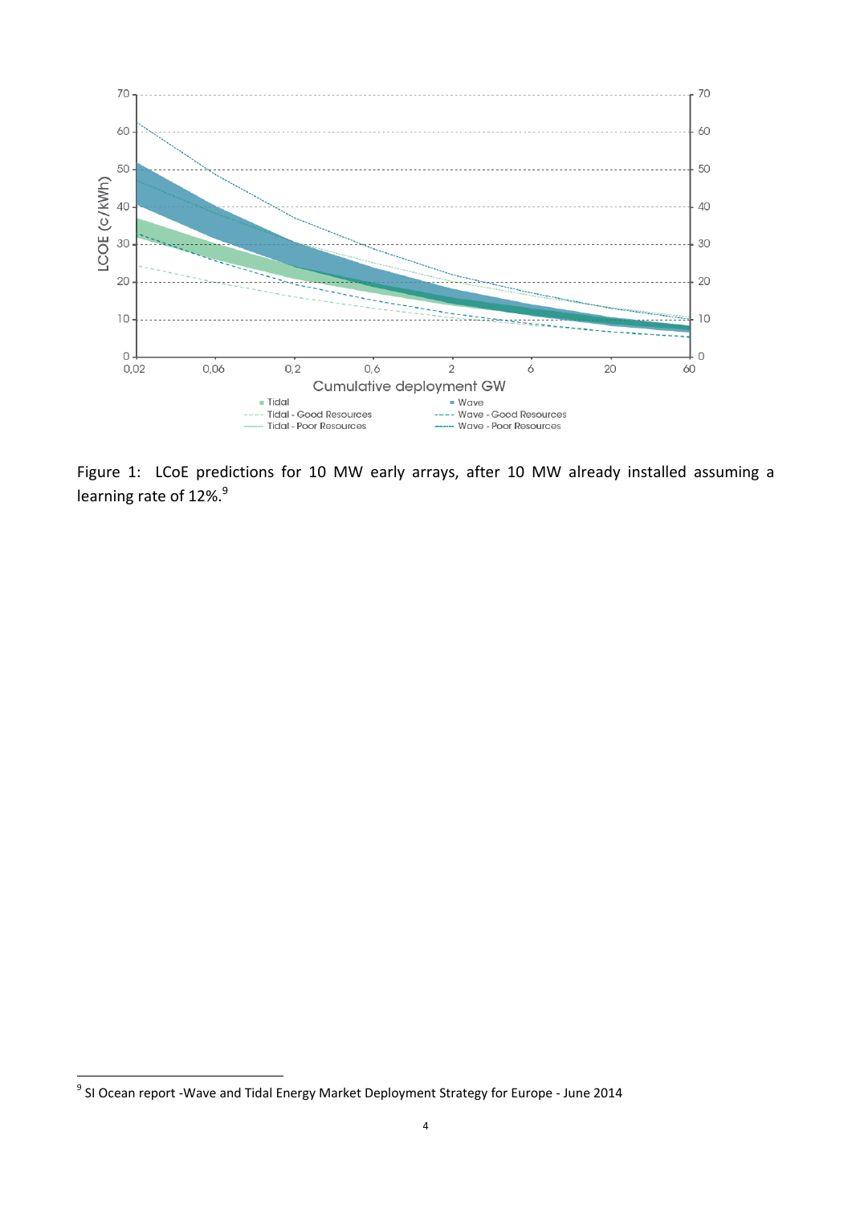Figure 1: LCoE predictions for 10 MW early arrays, after 10 MW already installed assuming a learning rate of 12%.[9]

[9] SI Ocean report -Wave and Tidal Energy Market Deployment Strategy for Europe - June 2014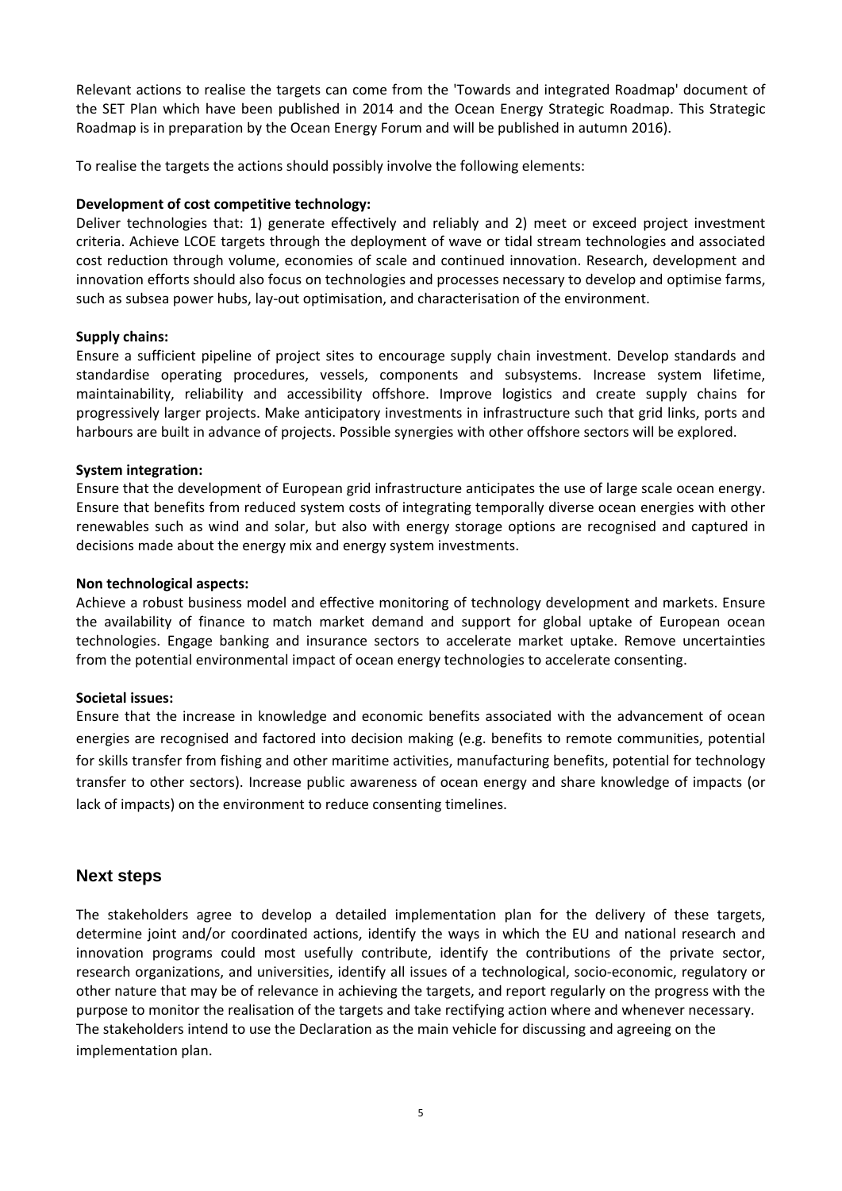Relevant actions to realise the targets can come from the 'Towards and integrated Roadmap' document of the SET Plan which have been published in 2014 and the Ocean Energy Strategic Roadmap. This Strategic Roadmap is in preparation by the Ocean Energy Forum and will be published in autumn 2016).

To realise the targets the actions should possibly involve the following elements:

**Development of cost competitive technology:**
Deliver technologies that: 1) generate effectively and reliably and 2) meet or exceed project investment criteria. Achieve LCOE targets through the deployment of wave or tidal stream technologies and associated cost reduction through volume, economies of scale and continued innovation. Research, development and innovation efforts should also focus on technologies and processes necessary to develop and optimise farms, such as subsea power hubs, lay-out optimisation, and characterisation of the environment.

**Supply chains:**
Ensure a sufficient pipeline of project sites to encourage supply chain investment. Develop standards and standardise operating procedures, vessels, components and subsystems. Increase system lifetime, maintainability, reliability and accessibility offshore. Improve logistics and create supply chains for progressively larger projects. Make anticipatory investments in infrastructure such that grid links, ports and harbours are built in advance of projects. Possible synergies with other offshore sectors will be explored.

**System integration:**
Ensure that the development of European grid infrastructure anticipates the use of large scale ocean energy. Ensure that benefits from reduced system costs of integrating temporally diverse ocean energies with other renewables such as wind and solar, but also with energy storage options are recognised and captured in decisions made about the energy mix and energy system investments.

**Non technological aspects:**
Achieve a robust business model and effective monitoring of technology development and markets. Ensure the availability of finance to match market demand and support for global uptake of European ocean technologies. Engage banking and insurance sectors to accelerate market uptake. Remove uncertainties from the potential environmental impact of ocean energy technologies to accelerate consenting.

**Societal issues:**
Ensure that the increase in knowledge and economic benefits associated with the advancement of ocean energies are recognised and factored into decision making (e.g. benefits to remote communities, potential for skills transfer from fishing and other maritime activities, manufacturing benefits, potential for technology transfer to other sectors). Increase public awareness of ocean energy and share knowledge of impacts (or lack of impacts) on the environment to reduce consenting timelines.

## Next steps

The stakeholders agree to develop a detailed implementation plan for the delivery of these targets, determine joint and/or coordinated actions, identify the ways in which the EU and national research and innovation programs could most usefully contribute, identify the contributions of the private sector, research organizations, and universities, identify all issues of a technological, socio-economic, regulatory or other nature that may be of relevance in achieving the targets, and report regularly on the progress with the purpose to monitor the realisation of the targets and take rectifying action where and whenever necessary. The stakeholders intend to use the Declaration as the main vehicle for discussing and agreeing on the implementation plan.